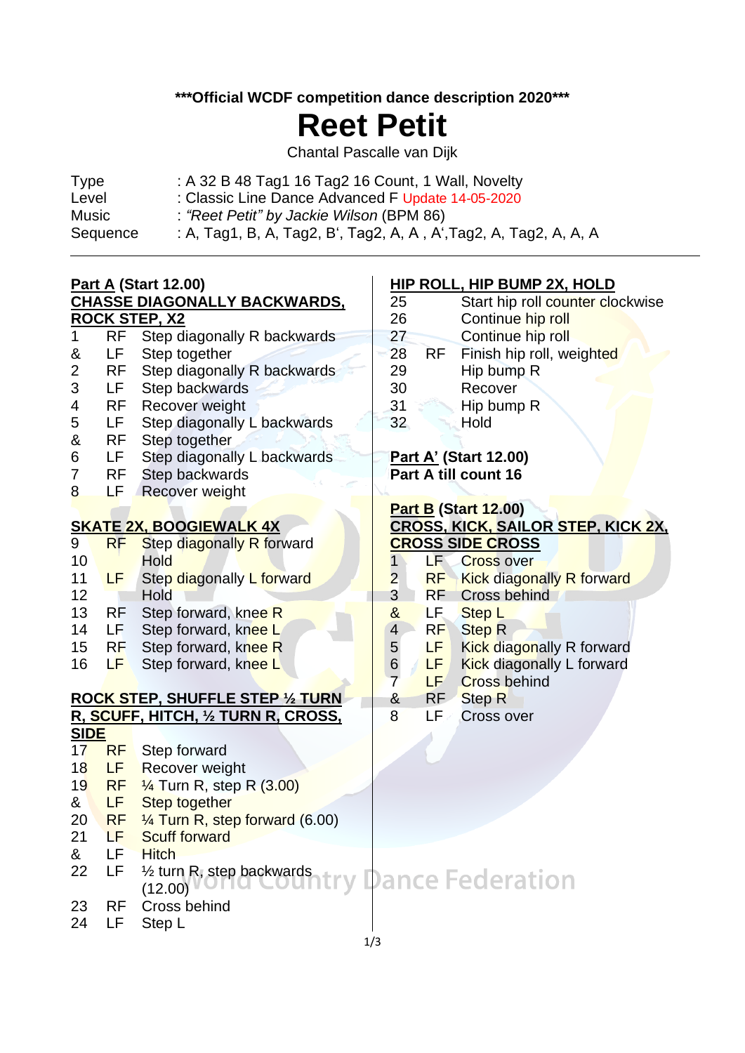**\*\*\*Official WCDF competition dance description 2020\*\*\***

# Reet Petit

Chantal Pascalle van Dijk

| | |
|---|---|
| Type | : A 32 B 48 Tag1 16 Tag2 16 Count, 1 Wall, Novelty |
| Level | : Classic Line Dance Advanced F Update 14-05-2020 |
| Music | : *"Reet Petit" by Jackie Wilson* (BPM 86) |
| Sequence | : A, Tag1, B, A, Tag2, B', Tag2, A, A , A', Tag2, A, Tag2, A, A, A |

---

**Part A (Start 12.00)**

**CHASSE DIAGONALLY BACKWARDS, ROCK STEP, X2**

| | | |
|---|---|---|
| 1 | RF | Step diagonally R backwards |
| & | LF | Step together |
| 2 | RF | Step diagonally R backwards |
| 3 | LF | Step backwards |
| 4 | RF | Recover weight |
| 5 | LF | Step diagonally L backwards |
| & | RF | Step together |
| 6 | LF | Step diagonally L backwards |
| 7 | RF | Step backwards |
| 8 | LF | Recover weight |

**SKATE 2X, BOOGIEWALK 4X**

| | | |
|---|---|---|
| 9 | RF | Step diagonally R forward |
| 10 | | Hold |
| 11 | LF | Step diagonally L forward |
| 12 | | Hold |
| 13 | RF | Step forward, knee R |
| 14 | LF | Step forward, knee L |
| 15 | RF | Step forward, knee R |
| 16 | LF | Step forward, knee L |

**ROCK STEP, SHUFFLE STEP ½ TURN R, SCUFF, HITCH, ½ TURN R, CROSS, SIDE**

| | | |
|---|---|---|
| 17 | RF | Step forward |
| 18 | LF | Recover weight |
| 19 | RF | ¼ Turn R, step R (3.00) |
| & | LF | Step together |
| 20 | RF | ¼ Turn R, step forward (6.00) |
| 21 | LF | Scuff forward |
| & | LF | Hitch |
| 22 | LF | ½ turn R, step backwards (12.00) |
| 23 | RF | Cross behind |
| 24 | LF | Step L |

**HIP ROLL, HIP BUMP 2X, HOLD**

| | | |
|---|---|---|
| 25 | | Start hip roll counter clockwise |
| 26 | | Continue hip roll |
| 27 | | Continue hip roll |
| 28 | RF | Finish hip roll, weighted |
| 29 | | Hip bump R |
| 30 | | Recover |
| 31 | | Hip bump R |
| 32 | | Hold |

**Part A' (Start 12.00)**
**Part A till count 16**

**Part B (Start 12.00)**

**CROSS, KICK, SAILOR STEP, KICK 2X, CROSS SIDE CROSS**

| | | |
|---|---|---|
| 1 | LF | Cross over |
| 2 | RF | Kick diagonally R forward |
| 3 | RF | Cross behind |
| & | LF | Step L |
| 4 | RF | Step R |
| 5 | LF | Kick diagonally R forward |
| 6 | LF | Kick diagonally L forward |
| 7 | LF | Cross behind |
| & | RF | Step R |
| 8 | LF | Cross over |

World Country Dance Federation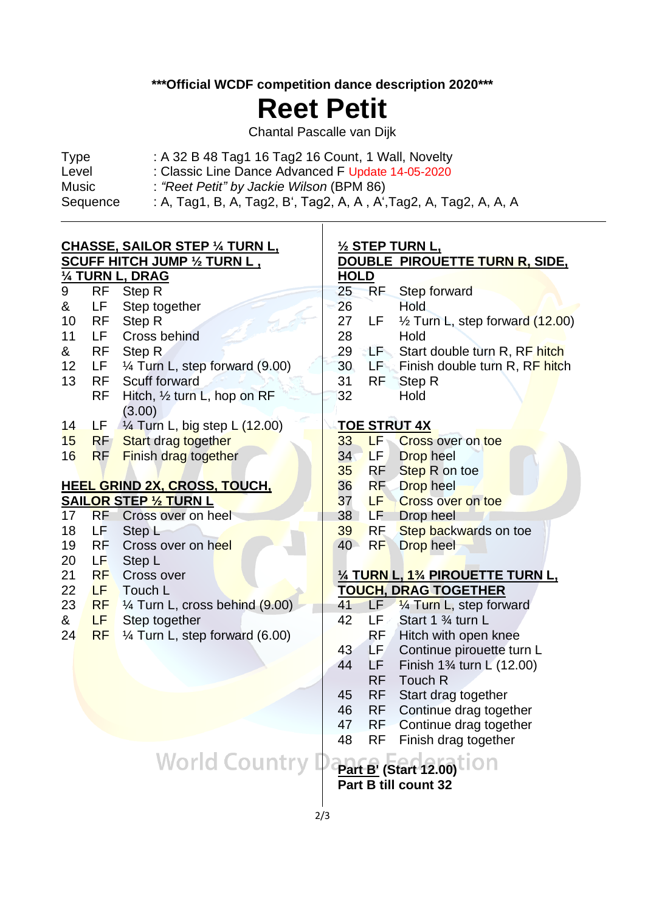***Official WCDF competition dance description 2020***

# Reet Petit

Chantal Pascalle van Dijk

| | |
|---|---|
| Type | : A 32 B 48 Tag1 16 Tag2 16 Count, 1 Wall, Novelty |
| Level | : Classic Line Dance Advanced F Update 14-05-2020 |
| Music | : *"Reet Petit" by Jackie Wilson* (BPM 86) |
| Sequence | : A, Tag1, B, A, Tag2, B‘, Tag2, A, A , A‘,Tag2, A, Tag2, A, A, A |

**CHASSE, SAILOR STEP ¼ TURN L, SCUFF HITCH JUMP ½ TURN L , ¼ TURN L, DRAG**

| | | |
|---|---|---|
| 9 | RF | Step R |
| & | LF | Step together |
| 10 | RF | Step R |
| 11 | LF | Cross behind |
| & | RF | Step R |
| 12 | LF | ¼ Turn L, step forward (9.00) |
| 13 | RF | Scuff forward |
| | RF | Hitch, ½ turn L, hop on RF (3.00) |
| 14 | LF | ¼ Turn L, big step L (12.00) |
| 15 | RF | Start drag together |
| 16 | RF | Finish drag together |

**HEEL GRIND 2X, CROSS, TOUCH, SAILOR STEP ½ TURN L**

| | | |
|---|---|---|
| 17 | RF | Cross over on heel |
| 18 | LF | Step L |
| 19 | RF | Cross over on heel |
| 20 | LF | Step L |
| 21 | RF | Cross over |
| 22 | LF | Touch L |
| 23 | RF | ¼ Turn L, cross behind (9.00) |
| & | LF | Step together |
| 24 | RF | ¼ Turn L, step forward (6.00) |

**½ STEP TURN L, DOUBLE PIROUETTE TURN R, SIDE, HOLD**

| | | |
|---|---|---|
| 25 | RF | Step forward |
| 26 | | Hold |
| 27 | LF | ½ Turn L, step forward (12.00) |
| 28 | | Hold |
| 29 | LF | Start double turn R, RF hitch |
| 30 | LF | Finish double turn R, RF hitch |
| 31 | RF | Step R |
| 32 | | Hold |

**TOE STRUT 4X**

| | | |
|---|---|---|
| 33 | LF | Cross over on toe |
| 34 | LF | Drop heel |
| 35 | RF | Step R on toe |
| 36 | RF | Drop heel |
| 37 | LF | Cross over on toe |
| 38 | LF | Drop heel |
| 39 | RF | Step backwards on toe |
| 40 | RF | Drop heel |

**¼ TURN L, 1¾ PIROUETTE TURN L, TOUCH, DRAG TOGETHER**

| | | |
|---|---|---|
| 41 | LF | ¼ Turn L, step forward |
| 42 | LF | Start 1 ¾ turn L |
| | RF | Hitch with open knee |
| 43 | LF | Continue pirouette turn L |
| 44 | LF | Finish 1¾ turn L (12.00) |
| | RF | Touch R |
| 45 | RF | Start drag together |
| 46 | RF | Continue drag together |
| 47 | RF | Continue drag together |
| 48 | RF | Finish drag together |

**Part B' (Start 12.00)**
**Part B till count 32**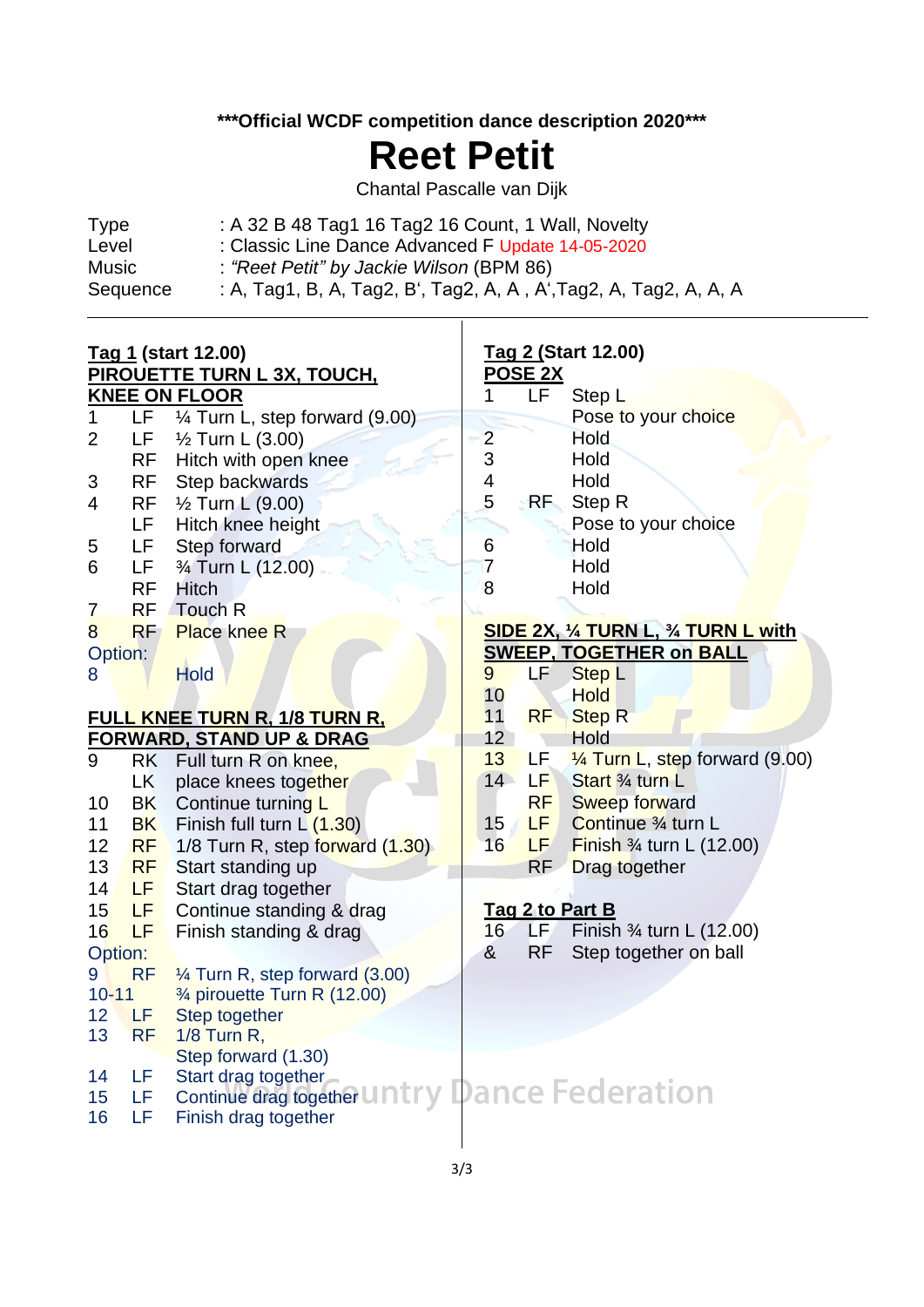***Official WCDF competition dance description 2020***

# Reet Petit

Chantal Pascalle van Dijk

| | |
|---|---|
| Type | : A 32 B 48 Tag1 16 Tag2 16 Count, 1 Wall, Novelty |
| Level | : Classic Line Dance Advanced F Update 14-05-2020 |
| Music | : *"Reet Petit" by Jackie Wilson* (BPM 86) |
| Sequence | : A, Tag1, B, A, Tag2, B', Tag2, A, A , A',Tag2, A, Tag2, A, A, A |

**Tag 1 (start 12.00)**
**PIROUETTE TURN L 3X, TOUCH, KNEE ON FLOOR**

| | | |
|---|---|---|
| 1 | LF | ¼ Turn L, step forward (9.00) |
| 2 | LF | ½ Turn L (3.00) |
| | RF | Hitch with open knee |
| 3 | RF | Step backwards |
| 4 | RF | ½ Turn L (9.00) |
| | LF | Hitch knee height |
| 5 | LF | Step forward |
| 6 | LF | ¾ Turn L (12.00) |
| | RF | Hitch |
| 7 | RF | Touch R |
| 8 | RF | Place knee R |

Option:

| | | |
|---|---|---|
| 8 | | Hold |

**FULL KNEE TURN R, 1/8 TURN R, FORWARD, STAND UP & DRAG**

| | | |
|---|---|---|
| 9 | RK | Full turn R on knee, |
| | LK | place knees together |
| 10 | BK | Continue turning L |
| 11 | BK | Finish full turn L (1.30) |
| 12 | RF | 1/8 Turn R, step forward (1.30) |
| 13 | RF | Start standing up |
| 14 | LF | Start drag together |
| 15 | LF | Continue standing & drag |
| 16 | LF | Finish standing & drag |

Option:

| | | |
|---|---|---|
| 9 | RF | ¼ Turn R, step forward (3.00) |
| 10-11 | | ¾ pirouette Turn R (12.00) |
| 12 | LF | Step together |
| 13 | RF | 1/8 Turn R, Step forward (1.30) |
| 14 | LF | Start drag together |
| 15 | LF | Continue drag together |
| 16 | LF | Finish drag together |

**Tag 2 (Start 12.00)**
**POSE 2X**

| | | |
|---|---|---|
| 1 | LF | Step L |
| | | Pose to your choice |
| 2 | | Hold |
| 3 | | Hold |
| 4 | | Hold |
| 5 | RF | Step R |
| | | Pose to your choice |
| 6 | | Hold |
| 7 | | Hold |
| 8 | | Hold |

**SIDE 2X, ¼ TURN L, ¾ TURN L with SWEEP, TOGETHER on BALL**

| | | |
|---|---|---|
| 9 | LF | Step L |
| 10 | | Hold |
| 11 | RF | Step R |
| 12 | | Hold |
| 13 | LF | ¼ Turn L, step forward (9.00) |
| 14 | LF | Start ¾ turn L |
| | RF | Sweep forward |
| 15 | LF | Continue ¾ turn L |
| 16 | LF | Finish ¾ turn L (12.00) |
| | RF | Drag together |

**Tag 2 to Part B**

| | | |
|---|---|---|
| 16 | LF | Finish ¾ turn L (12.00) |
| & | RF | Step together on ball |

World Country Dance Federation